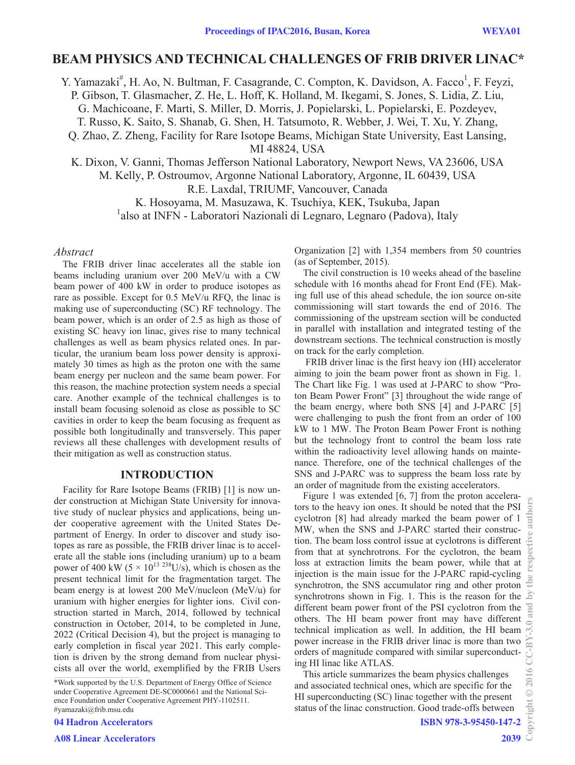# BEAM PHYSICS AND TECHNICAL CHALLENGES OF FRIB DRIVER LINAC*

Y. Yamazaki#, H. Ao, N. Bultman, F. Casagrande, C. Compton, K. Davidson, A. Facco[1], F. Feyzi, P. Gibson, T. Glasmacher, Z. He, L. Hoff, K. Holland, M. Ikegami, S. Jones, S. Lidia, Z. Liu, G. Machicoane, F. Marti, S. Miller, D. Morris, J. Popielarski, L. Popielarski, E. Pozdeyev, T. Russo, K. Saito, S. Shanab, G. Shen, H. Tatsumoto, R. Webber, J. Wei, T. Xu, Y. Zhang, Q. Zhao, Z. Zheng, Facility for Rare Isotope Beams, Michigan State University, East Lansing, MI 48824, USA

K. Dixon, V. Ganni, Thomas Jefferson National Laboratory, Newport News, VA 23606, USA

M. Kelly, P. Ostroumov, Argonne National Laboratory, Argonne, IL 60439, USA

R.E. Laxdal, TRIUMF, Vancouver, Canada

K. Hosoyama, M. Masuzawa, K. Tsuchiya, KEK, Tsukuba, Japan

[1]also at INFN - Laboratori Nazionali di Legnaro, Legnaro (Padova), Italy

## *Abstract*

The FRIB driver linac accelerates all the stable ion beams including uranium over 200 MeV/u with a CW beam power of 400 kW in order to produce isotopes as rare as possible. Except for 0.5 MeV/u RFQ, the linac is making use of superconducting (SC) RF technology. The beam power, which is an order of 2.5 as high as those of existing SC heavy ion linac, gives rise to many technical challenges as well as beam physics related ones. In particular, the uranium beam loss power density is approximately 30 times as high as the proton one with the same beam energy per nucleon and the same beam power. For this reason, the machine protection system needs a special care. Another example of the technical challenges is to install beam focusing solenoid as close as possible to SC cavities in order to keep the beam focusing as frequent as possible both longitudinally and transversely. This paper reviews all these challenges with development results of their mitigation as well as construction status.

## INTRODUCTION

Facility for Rare Isotope Beams (FRIB) [1] is now under construction at Michigan State University for innovative study of nuclear physics and applications, being under cooperative agreement with the United States Department of Energy. In order to discover and study isotopes as rare as possible, the FRIB driver linac is to accelerate all the stable ions (including uranium) up to a beam power of 400 kW ($5 \times 10^{13}$ $^{238}$U/s), which is chosen as the present technical limit for the fragmentation target. The beam energy is at lowest 200 MeV/nucleon (MeV/u) for uranium with higher energies for lighter ions. Civil construction started in March, 2014, followed by technical construction in October, 2014, to be completed in June, 2022 (Critical Decision 4), but the project is managing to early completion in fiscal year 2021. This early completion is driven by the strong demand from nuclear physicists all over the world, exemplified by the FRIB Users Organization [2] with 1,354 members from 50 countries (as of September, 2015).

The civil construction is 10 weeks ahead of the baseline schedule with 16 months ahead for Front End (FE). Making full use of this ahead schedule, the ion source on-site commissioning will start towards the end of 2016. The commissioning of the upstream section will be conducted in parallel with installation and integrated testing of the downstream sections. The technical construction is mostly on track for the early completion.

FRIB driver linac is the first heavy ion (HI) accelerator aiming to join the beam power front as shown in Fig. 1. The Chart like Fig. 1 was used at J-PARC to show "Proton Beam Power Front" [3] throughout the wide range of the beam energy, where both SNS [4] and J-PARC [5] were challenging to push the front from an order of 100 kW to 1 MW. The Proton Beam Power Front is nothing but the technology front to control the beam loss rate within the radioactivity level allowing hands on maintenance. Therefore, one of the technical challenges of the SNS and J-PARC was to suppress the beam loss rate by an order of magnitude from the existing accelerators.

Figure 1 was extended [6, 7] from the proton accelerators to the heavy ion ones. It should be noted that the PSI cyclotron [8] had already marked the beam power of 1 MW, when the SNS and J-PARC started their construction. The beam loss control issue at cyclotrons is different from that at synchrotrons. For the cyclotron, the beam loss at extraction limits the beam power, while that at injection is the main issue for the J-PARC rapid-cycling synchrotron, the SNS accumulator ring and other proton synchrotrons shown in Fig. 1. This is the reason for the different beam power front of the PSI cyclotron from the others. The HI beam power front may have different technical implication as well. In addition, the HI beam power increase in the FRIB driver linac is more than two orders of magnitude compared with similar superconducting HI linac like ATLAS.

This article summarizes the beam physics challenges and associated technical ones, which are specific for the HI superconducting (SC) linac together with the present status of the linac construction. Good trade-offs between

*Work supported by the U.S. Department of Energy Office of Science under Cooperative Agreement DE-SC0000661 and the National Science Foundation under Cooperative Agreement PHY-1102511.
#yamazaki@frib.msu.edu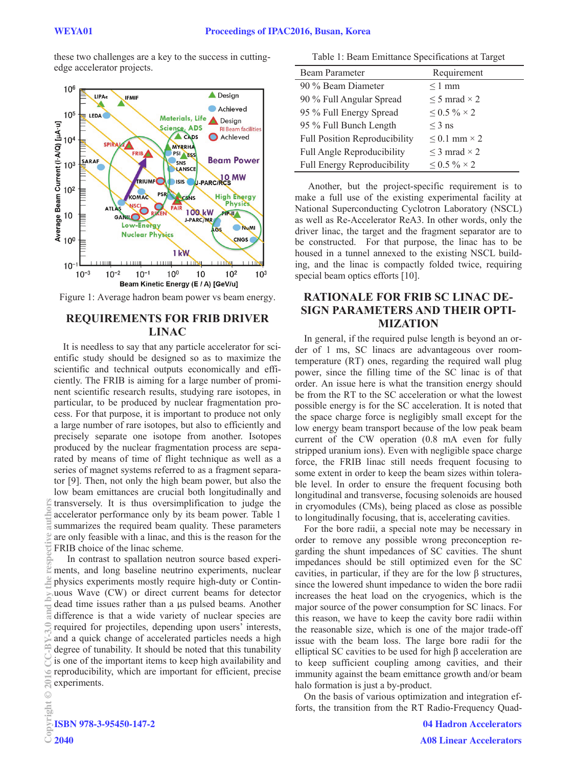these two challenges are a key to the success in cutting-edge accelerator projects.

Figure 1: Average hadron beam power vs beam energy.

## REQUIREMENTS FOR FRIB DRIVER LINAC

It is needless to say that any particle accelerator for scientific study should be designed so as to maximize the scientific and technical outputs economically and efficiently. The FRIB is aiming for a large number of prominent scientific research results, studying rare isotopes, in particular, to be produced by nuclear fragmentation process. For that purpose, it is important to produce not only a large number of rare isotopes, but also to efficiently and precisely separate one isotope from another. Isotopes produced by the nuclear fragmentation process are separated by means of time of flight technique as well as a series of magnet systems referred to as a fragment separator [9]. Then, not only the high beam power, but also the low beam emittances are crucial both longitudinally and transversely. It is thus oversimplification to judge the accelerator performance only by its beam power. Table 1 summarizes the required beam quality. These parameters are only feasible with a linac, and this is the reason for the FRIB choice of the linac scheme.

In contrast to spallation neutron source based experiments, and long baseline neutrino experiments, nuclear physics experiments mostly require high-duty or Continuous Wave (CW) or direct current beams for detector dead time issues rather than a μs pulsed beams. Another difference is that a wide variety of nuclear species are required for projectiles, depending upon users' interests, and a quick change of accelerated particles needs a high degree of tunability. It should be noted that this tunability is one of the important items to keep high availability and reproducibility, which are important for efficient, precise experiments.

Table 1: Beam Emittance Specifications at Target

| Beam Parameter | Requirement |
|---|---|
| 90 % Beam Diameter | ≤ 1 mm |
| 90 % Full Angular Spread | ≤ 5 mrad × 2 |
| 95 % Full Energy Spread | ≤ 0.5 % × 2 |
| 95 % Full Bunch Length | ≤ 3 ns |
| Full Position Reproducibility | ≤ 0.1 mm × 2 |
| Full Angle Reproducibility | ≤ 3 mrad × 2 |
| Full Energy Reproducibility | ≤ 0.5 % × 2 |

Another, but the project-specific requirement is to make a full use of the existing experimental facility at National Superconducting Cyclotron Laboratory (NSCL) as well as Re-Accelerator ReA3. In other words, only the driver linac, the target and the fragment separator are to be constructed. For that purpose, the linac has to be housed in a tunnel annexed to the existing NSCL building, and the linac is compactly folded twice, requiring special beam optics efforts [10].

## RATIONALE FOR FRIB SC LINAC DESIGN PARAMETERS AND THEIR OPTIMIZATION

In general, if the required pulse length is beyond an order of 1 ms, SC linacs are advantageous over room-temperature (RT) ones, regarding the required wall plug power, since the filling time of the SC linac is of that order. An issue here is what the transition energy should be from the RT to the SC acceleration or what the lowest possible energy is for the SC acceleration. It is noted that the space charge force is negligibly small except for the low energy beam transport because of the low peak beam current of the CW operation (0.8 mA even for fully stripped uranium ions). Even with negligible space charge force, the FRIB linac still needs frequent focusing to some extent in order to keep the beam sizes within tolerable level. In order to ensure the frequent focusing both longitudinal and transverse, focusing solenoids are housed in cryomodules (CMs), being placed as close as possible to longitudinally focusing, that is, accelerating cavities.

For the bore radii, a special note may be necessary in order to remove any possible wrong preconception regarding the shunt impedances of SC cavities. The shunt impedances should be still optimized even for the SC cavities, in particular, if they are for the low β structures, since the lowered shunt impedance to widen the bore radii increases the heat load on the cryogenics, which is the major source of the power consumption for SC linacs. For this reason, we have to keep the cavity bore radii within the reasonable size, which is one of the major trade-off issue with the beam loss. The large bore radii for the elliptical SC cavities to be used for high β acceleration are to keep sufficient coupling among cavities, and their immunity against the beam emittance growth and/or beam halo formation is just a by-product.

On the basis of various optimization and integration efforts, the transition from the RT Radio-Frequency Quad-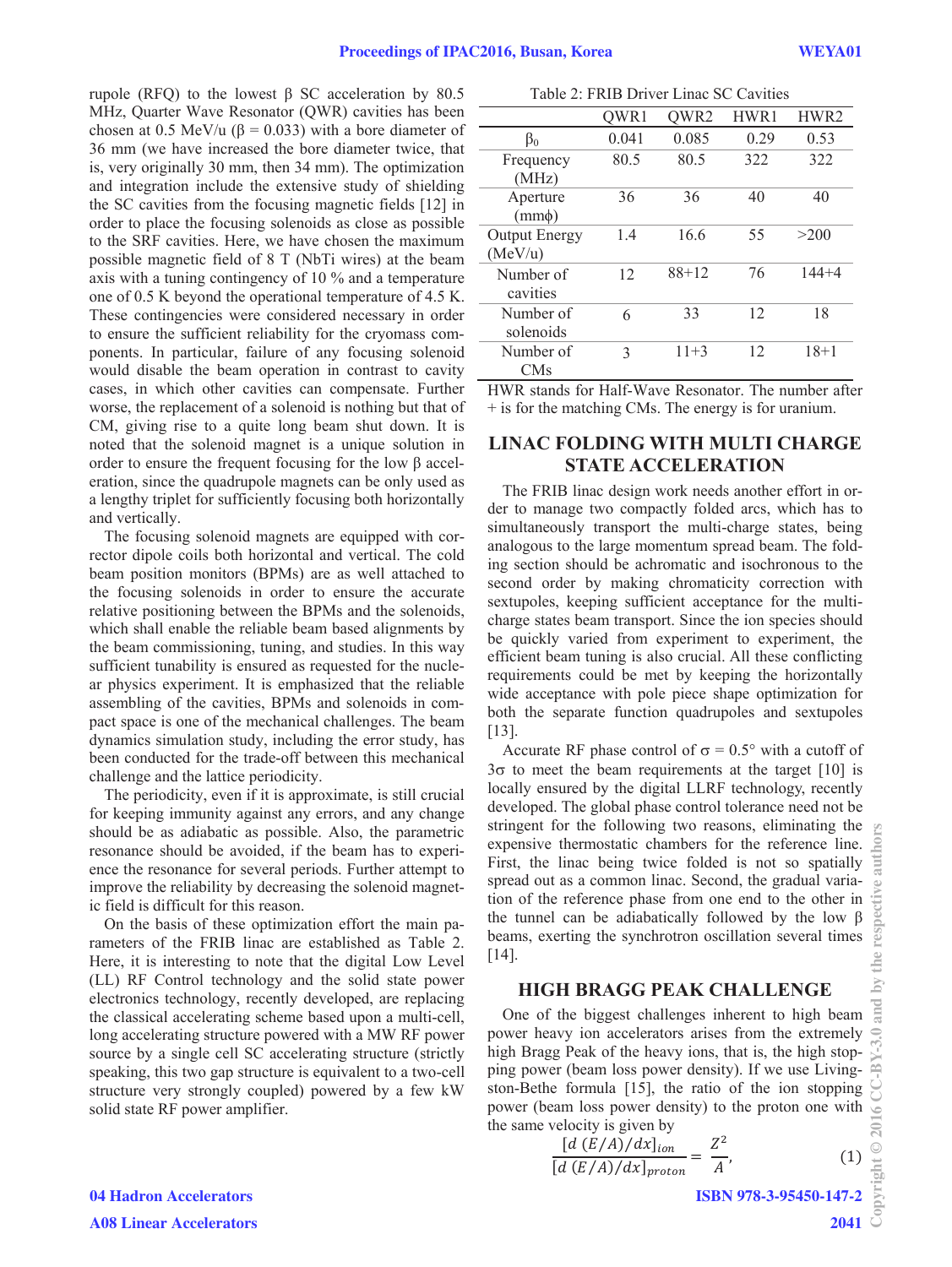rupole (RFQ) to the lowest β SC acceleration by 80.5 MHz, Quarter Wave Resonator (QWR) cavities has been chosen at 0.5 MeV/u (β = 0.033) with a bore diameter of 36 mm (we have increased the bore diameter twice, that is, very originally 30 mm, then 34 mm). The optimization and integration include the extensive study of shielding the SC cavities from the focusing magnetic fields [12] in order to place the focusing solenoids as close as possible to the SRF cavities. Here, we have chosen the maximum possible magnetic field of 8 T (NbTi wires) at the beam axis with a tuning contingency of 10 % and a temperature one of 0.5 K beyond the operational temperature of 4.5 K. These contingencies were considered necessary in order to ensure the sufficient reliability for the cryomass components. In particular, failure of any focusing solenoid would disable the beam operation in contrast to cavity cases, in which other cavities can compensate. Further worse, the replacement of a solenoid is nothing but that of CM, giving rise to a quite long beam shut down. It is noted that the solenoid magnet is a unique solution in order to ensure the frequent focusing for the low β acceleration, since the quadrupole magnets can be only used as a lengthy triplet for sufficiently focusing both horizontally and vertically.

The focusing solenoid magnets are equipped with corrector dipole coils both horizontal and vertical. The cold beam position monitors (BPMs) are as well attached to the focusing solenoids in order to ensure the accurate relative positioning between the BPMs and the solenoids, which shall enable the reliable beam based alignments by the beam commissioning, tuning, and studies. In this way sufficient tunability is ensured as requested for the nuclear physics experiment. It is emphasized that the reliable assembling of the cavities, BPMs and solenoids in compact space is one of the mechanical challenges. The beam dynamics simulation study, including the error study, has been conducted for the trade-off between this mechanical challenge and the lattice periodicity.

The periodicity, even if it is approximate, is still crucial for keeping immunity against any errors, and any change should be as adiabatic as possible. Also, the parametric resonance should be avoided, if the beam has to experience the resonance for several periods. Further attempt to improve the reliability by decreasing the solenoid magnetic field is difficult for this reason.

On the basis of these optimization effort the main parameters of the FRIB linac are established as Table 2. Here, it is interesting to note that the digital Low Level (LL) RF Control technology and the solid state power electronics technology, recently developed, are replacing the classical accelerating scheme based upon a multi-cell, long accelerating structure powered with a MW RF power source by a single cell SC accelerating structure (strictly speaking, this two gap structure is equivalent to a two-cell structure very strongly coupled) powered by a few kW solid state RF power amplifier.

Table 2: FRIB Driver Linac SC Cavities

| | QWR1 | QWR2 | HWR1 | HWR2 |
|---|---|---|---|---|
| $\beta_0$ | 0.041 | 0.085 | 0.29 | 0.53 |
| Frequency (MHz) | 80.5 | 80.5 | 322 | 322 |
| Aperture (mmφ) | 36 | 36 | 40 | 40 |
| Output Energy (MeV/u) | 1.4 | 16.6 | 55 | >200 |
| Number of cavities | 12 | 88+12 | 76 | 144+4 |
| Number of solenoids | 6 | 33 | 12 | 18 |
| Number of CMs | 3 | 11+3 | 12 | 18+1 |

HWR stands for Half-Wave Resonator. The number after + is for the matching CMs. The energy is for uranium.

## LINAC FOLDING WITH MULTI CHARGE STATE ACCELERATION

The FRIB linac design work needs another effort in order to manage two compactly folded arcs, which has to simultaneously transport the multi-charge states, being analogous to the large momentum spread beam. The folding section should be achromatic and isochronous to the second order by making chromaticity correction with sextupoles, keeping sufficient acceptance for the multi-charge states beam transport. Since the ion species should be quickly varied from experiment to experiment, the efficient beam tuning is also crucial. All these conflicting requirements could be met by keeping the horizontally wide acceptance with pole piece shape optimization for both the separate function quadrupoles and sextupoles [13].

Accurate RF phase control of σ = 0.5° with a cutoff of 3σ to meet the beam requirements at the target [10] is locally ensured by the digital LLRF technology, recently developed. The global phase control tolerance need not be stringent for the following two reasons, eliminating the expensive thermostatic chambers for the reference line. First, the linac being twice folded is not so spatially spread out as a common linac. Second, the gradual variation of the reference phase from one end to the other in the tunnel can be adiabatically followed by the low β beams, exerting the synchrotron oscillation several times [14].

## HIGH BRAGG PEAK CHALLENGE

One of the biggest challenges inherent to high beam power heavy ion accelerators arises from the extremely high Bragg Peak of the heavy ions, that is, the high stopping power (beam loss power density). If we use Livingston-Bethe formula [15], the ratio of the ion stopping power (beam loss power density) to the proton one with the same velocity is given by

$$\frac{[d\,(E/A)/dx]_{ion}}{[d\,(E/A)/dx]_{proton}} = \frac{Z^2}{A}, \qquad (1)$$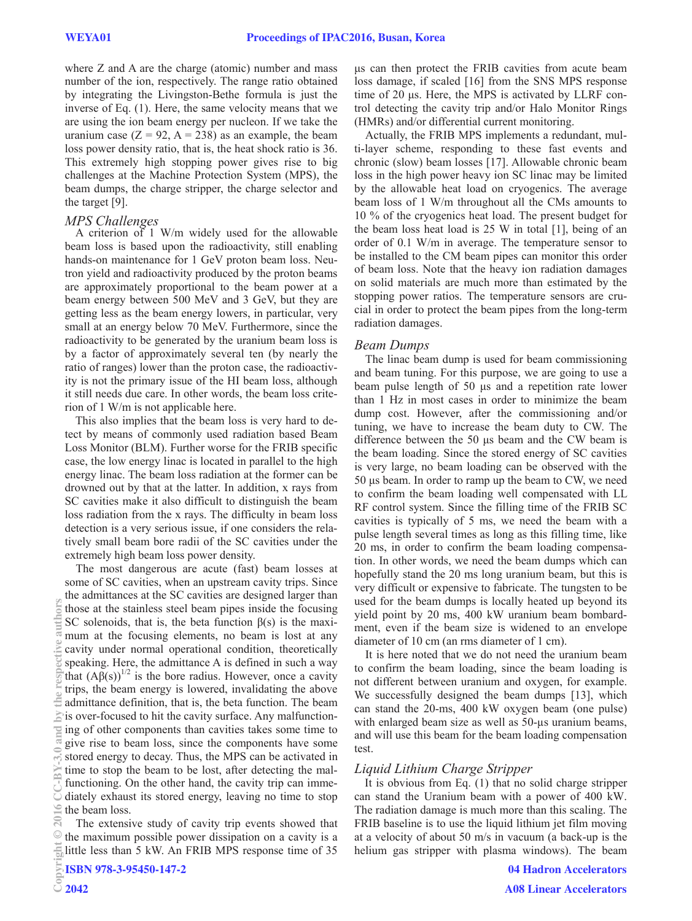where Z and A are the charge (atomic) number and mass number of the ion, respectively. The range ratio obtained by integrating the Livingston-Bethe formula is just the inverse of Eq. (1). Here, the same velocity means that we are using the ion beam energy per nucleon. If we take the uranium case ($Z = 92$, $A = 238$) as an example, the beam loss power density ratio, that is, the heat shock ratio is 36. This extremely high stopping power gives rise to big challenges at the Machine Protection System (MPS), the beam dumps, the charge stripper, the charge selector and the target [9].

### *MPS Challenges*

A criterion of 1 W/m widely used for the allowable beam loss is based upon the radioactivity, still enabling hands-on maintenance for 1 GeV proton beam loss. Neutron yield and radioactivity produced by the proton beams are approximately proportional to the beam power at a beam energy between 500 MeV and 3 GeV, but they are getting less as the beam energy lowers, in particular, very small at an energy below 70 MeV. Furthermore, since the radioactivity to be generated by the uranium beam loss is by a factor of approximately several ten (by nearly the ratio of ranges) lower than the proton case, the radioactivity is not the primary issue of the HI beam loss, although it still needs due care. In other words, the beam loss criterion of 1 W/m is not applicable here.

This also implies that the beam loss is very hard to detect by means of commonly used radiation based Beam Loss Monitor (BLM). Further worse for the FRIB specific case, the low energy linac is located in parallel to the high energy linac. The beam loss radiation at the former can be drowned out by that at the latter. In addition, x rays from SC cavities make it also difficult to distinguish the beam loss radiation from the x rays. The difficulty in beam loss detection is a very serious issue, if one considers the relatively small beam bore radii of the SC cavities under the extremely high beam loss power density.

The most dangerous are acute (fast) beam losses at some of SC cavities, when an upstream cavity trips. Since the admittances at the SC cavities are designed larger than those at the stainless steel beam pipes inside the focusing SC solenoids, that is, the beta function $\beta(s)$ is the maximum at the focusing elements, no beam is lost at any cavity under normal operational condition, theoretically speaking. Here, the admittance A is defined in such a way that $(A\beta(s))^{1/2}$ is the bore radius. However, once a cavity trips, the beam energy is lowered, invalidating the above admittance definition, that is, the beta function. The beam is over-focused to hit the cavity surface. Any malfunctioning of other components than cavities takes some time to give rise to beam loss, since the components have some stored energy to decay. Thus, the MPS can be activated in time to stop the beam to be lost, after detecting the malfunctioning. On the other hand, the cavity trip can immediately exhaust its stored energy, leaving no time to stop the beam loss.

The extensive study of cavity trip events showed that the maximum possible power dissipation on a cavity is a little less than 5 kW. An FRIB MPS response time of 35 µs can then protect the FRIB cavities from acute beam loss damage, if scaled [16] from the SNS MPS response time of 20 µs. Here, the MPS is activated by LLRF control detecting the cavity trip and/or Halo Monitor Rings (HMRs) and/or differential current monitoring.

Actually, the FRIB MPS implements a redundant, multi-layer scheme, responding to these fast events and chronic (slow) beam losses [17]. Allowable chronic beam loss in the high power heavy ion SC linac may be limited by the allowable heat load on cryogenics. The average beam loss of 1 W/m throughout all the CMs amounts to 10 % of the cryogenics heat load. The present budget for the beam loss heat load is 25 W in total [1], being of an order of 0.1 W/m in average. The temperature sensor to be installed to the CM beam pipes can monitor this order of beam loss. Note that the heavy ion radiation damages on solid materials are much more than estimated by the stopping power ratios. The temperature sensors are crucial in order to protect the beam pipes from the long-term radiation damages.

### *Beam Dumps*

The linac beam dump is used for beam commissioning and beam tuning. For this purpose, we are going to use a beam pulse length of 50 µs and a repetition rate lower than 1 Hz in most cases in order to minimize the beam dump cost. However, after the commissioning and/or tuning, we have to increase the beam duty to CW. The difference between the 50 µs beam and the CW beam is the beam loading. Since the stored energy of SC cavities is very large, no beam loading can be observed with the 50 µs beam. In order to ramp up the beam to CW, we need to confirm the beam loading well compensated with LL RF control system. Since the filling time of the FRIB SC cavities is typically of 5 ms, we need the beam with a pulse length several times as long as this filling time, like 20 ms, in order to confirm the beam loading compensation. In other words, we need the beam dumps which can hopefully stand the 20 ms long uranium beam, but this is very difficult or expensive to fabricate. The tungsten to be used for the beam dumps is locally heated up beyond its yield point by 20 ms, 400 kW uranium beam bombardment, even if the beam size is widened to an envelope diameter of 10 cm (an rms diameter of 1 cm).

It is here noted that we do not need the uranium beam to confirm the beam loading, since the beam loading is not different between uranium and oxygen, for example. We successfully designed the beam dumps [13], which can stand the 20-ms, 400 kW oxygen beam (one pulse) with enlarged beam size as well as 50-µs uranium beams, and will use this beam for the beam loading compensation test.

### *Liquid Lithium Charge Stripper*

It is obvious from Eq. (1) that no solid charge stripper can stand the Uranium beam with a power of 400 kW. The radiation damage is much more than this scaling. The FRIB baseline is to use the liquid lithium jet film moving at a velocity of about 50 m/s in vacuum (a back-up is the helium gas stripper with plasma windows). The beam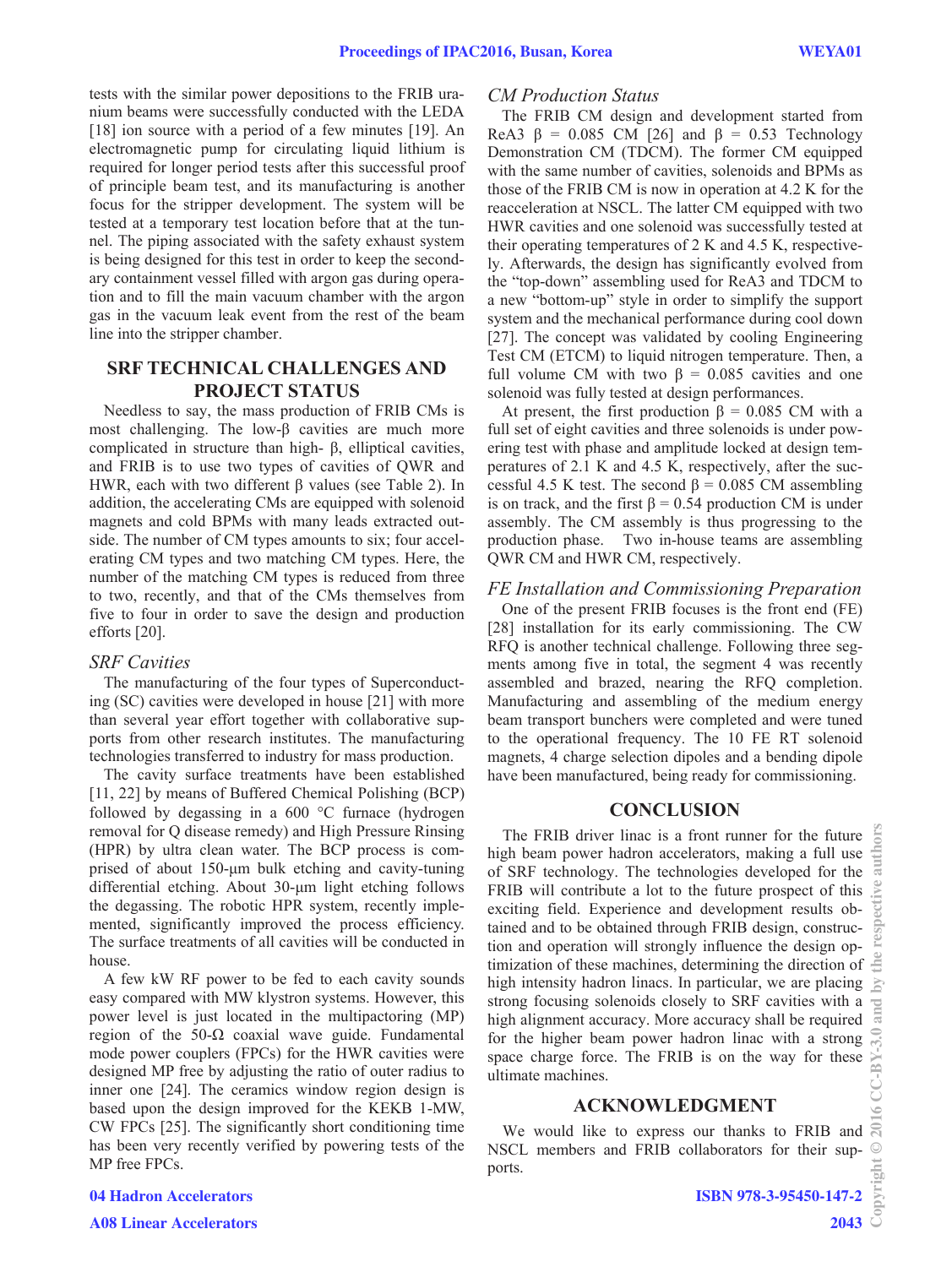tests with the similar power depositions to the FRIB uranium beams were successfully conducted with the LEDA [18] ion source with a period of a few minutes [19]. An electromagnetic pump for circulating liquid lithium is required for longer period tests after this successful proof of principle beam test, and its manufacturing is another focus for the stripper development. The system will be tested at a temporary test location before that at the tunnel. The piping associated with the safety exhaust system is being designed for this test in order to keep the secondary containment vessel filled with argon gas during operation and to fill the main vacuum chamber with the argon gas in the vacuum leak event from the rest of the beam line into the stripper chamber.

## SRF TECHNICAL CHALLENGES AND PROJECT STATUS

Needless to say, the mass production of FRIB CMs is most challenging. The low-β cavities are much more complicated in structure than high- β, elliptical cavities, and FRIB is to use two types of cavities of QWR and HWR, each with two different β values (see Table 2). In addition, the accelerating CMs are equipped with solenoid magnets and cold BPMs with many leads extracted outside. The number of CM types amounts to six; four accelerating CM types and two matching CM types. Here, the number of the matching CM types is reduced from three to two, recently, and that of the CMs themselves from five to four in order to save the design and production efforts [20].

### *SRF Cavities*

The manufacturing of the four types of Superconducting (SC) cavities were developed in house [21] with more than several year effort together with collaborative supports from other research institutes. The manufacturing technologies transferred to industry for mass production.

The cavity surface treatments have been established [11, 22] by means of Buffered Chemical Polishing (BCP) followed by degassing in a 600 °C furnace (hydrogen removal for Q disease remedy) and High Pressure Rinsing (HPR) by ultra clean water. The BCP process is comprised of about 150-μm bulk etching and cavity-tuning differential etching. About 30-μm light etching follows the degassing. The robotic HPR system, recently implemented, significantly improved the process efficiency. The surface treatments of all cavities will be conducted in house.

A few kW RF power to be fed to each cavity sounds easy compared with MW klystron systems. However, this power level is just located in the multipactoring (MP) region of the 50-Ω coaxial wave guide. Fundamental mode power couplers (FPCs) for the HWR cavities were designed MP free by adjusting the ratio of outer radius to inner one [24]. The ceramics window region design is based upon the design improved for the KEKB 1-MW, CW FPCs [25]. The significantly short conditioning time has been very recently verified by powering tests of the MP free FPCs.

### *CM Production Status*

The FRIB CM design and development started from ReA3 β = 0.085 CM [26] and β = 0.53 Technology Demonstration CM (TDCM). The former CM equipped with the same number of cavities, solenoids and BPMs as those of the FRIB CM is now in operation at 4.2 K for the reacceleration at NSCL. The latter CM equipped with two HWR cavities and one solenoid was successfully tested at their operating temperatures of 2 K and 4.5 K, respectively. Afterwards, the design has significantly evolved from the "top-down" assembling used for ReA3 and TDCM to a new "bottom-up" style in order to simplify the support system and the mechanical performance during cool down [27]. The concept was validated by cooling Engineering Test CM (ETCM) to liquid nitrogen temperature. Then, a full volume CM with two β = 0.085 cavities and one solenoid was fully tested at design performances.

At present, the first production β = 0.085 CM with a full set of eight cavities and three solenoids is under powering test with phase and amplitude locked at design temperatures of 2.1 K and 4.5 K, respectively, after the successful 4.5 K test. The second β = 0.085 CM assembling is on track, and the first β = 0.54 production CM is under assembly. The CM assembly is thus progressing to the production phase. Two in-house teams are assembling QWR CM and HWR CM, respectively.

### *FE Installation and Commissioning Preparation*

One of the present FRIB focuses is the front end (FE) [28] installation for its early commissioning. The CW RFQ is another technical challenge. Following three segments among five in total, the segment 4 was recently assembled and brazed, nearing the RFQ completion. Manufacturing and assembling of the medium energy beam transport bunchers were completed and were tuned to the operational frequency. The 10 FE RT solenoid magnets, 4 charge selection dipoles and a bending dipole have been manufactured, being ready for commissioning.

## CONCLUSION

The FRIB driver linac is a front runner for the future high beam power hadron accelerators, making a full use of SRF technology. The technologies developed for the FRIB will contribute a lot to the future prospect of this exciting field. Experience and development results obtained and to be obtained through FRIB design, construction and operation will strongly influence the design optimization of these machines, determining the direction of high intensity hadron linacs. In particular, we are placing strong focusing solenoids closely to SRF cavities with a high alignment accuracy. More accuracy shall be required for the higher beam power hadron linac with a strong space charge force. The FRIB is on the way for these ultimate machines.

## ACKNOWLEDGMENT

We would like to express our thanks to FRIB and NSCL members and FRIB collaborators for their supports.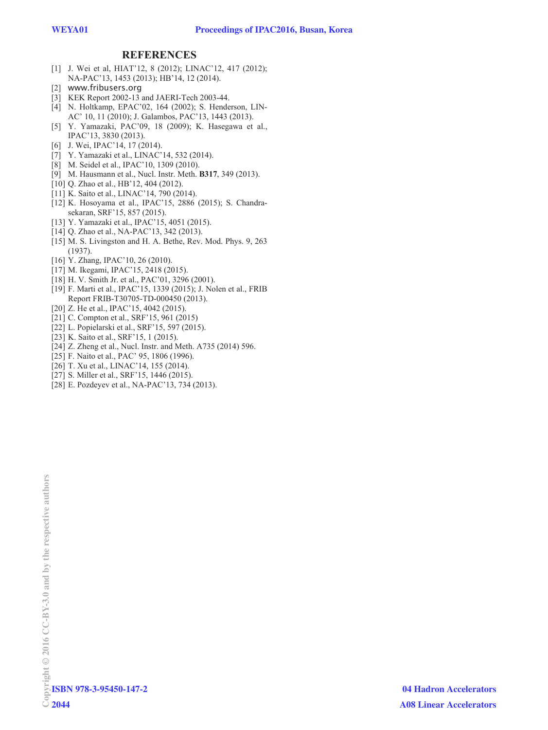## REFERENCES

[1] J. Wei et al, HIAT'12, 8 (2012); LINAC'12, 417 (2012); NA-PAC'13, 1453 (2013); HB'14, 12 (2014).

[2] www.fribusers.org

[3] KEK Report 2002-13 and JAERI-Tech 2003-44.

[4] N. Holtkamp, EPAC'02, 164 (2002); S. Henderson, LINAC' 10, 11 (2010); J. Galambos, PAC'13, 1443 (2013).

[5] Y. Yamazaki, PAC'09, 18 (2009); K. Hasegawa et al., IPAC'13, 3830 (2013).

[6] J. Wei, IPAC'14, 17 (2014).

[7] Y. Yamazaki et al., LINAC'14, 532 (2014).

[8] M. Seidel et al., IPAC'10, 1309 (2010).

[9] M. Hausmann et al., Nucl. Instr. Meth. **B317**, 349 (2013).

[10] Q. Zhao et al., HB'12, 404 (2012).

[11] K. Saito et al., LINAC'14, 790 (2014).

[12] K. Hosoyama et al., IPAC'15, 2886 (2015); S. Chandrasekaran, SRF'15, 857 (2015).

[13] Y. Yamazaki et al., IPAC'15, 4051 (2015).

[14] Q. Zhao et al., NA-PAC'13, 342 (2013).

[15] M. S. Livingston and H. A. Bethe, Rev. Mod. Phys. 9, 263 (1937).

[16] Y. Zhang, IPAC'10, 26 (2010).

[17] M. Ikegami, IPAC'15, 2418 (2015).

[18] H. V. Smith Jr. et al., PAC'01, 3296 (2001).

[19] F. Marti et al., IPAC'15, 1339 (2015); J. Nolen et al., FRIB Report FRIB-T30705-TD-000450 (2013).

[20] Z. He et al., IPAC'15, 4042 (2015).

[21] C. Compton et al., SRF'15, 961 (2015)

[22] L. Popielarski et al., SRF'15, 597 (2015).

[23] K. Saito et al., SRF'15, 1 (2015).

[24] Z. Zheng et al., Nucl. Instr. and Meth. A735 (2014) 596.

[25] F. Naito et al., PAC' 95, 1806 (1996).

[26] T. Xu et al., LINAC'14, 155 (2014).

[27] S. Miller et al., SRF'15, 1446 (2015).

[28] E. Pozdeyev et al., NA-PAC'13, 734 (2013).